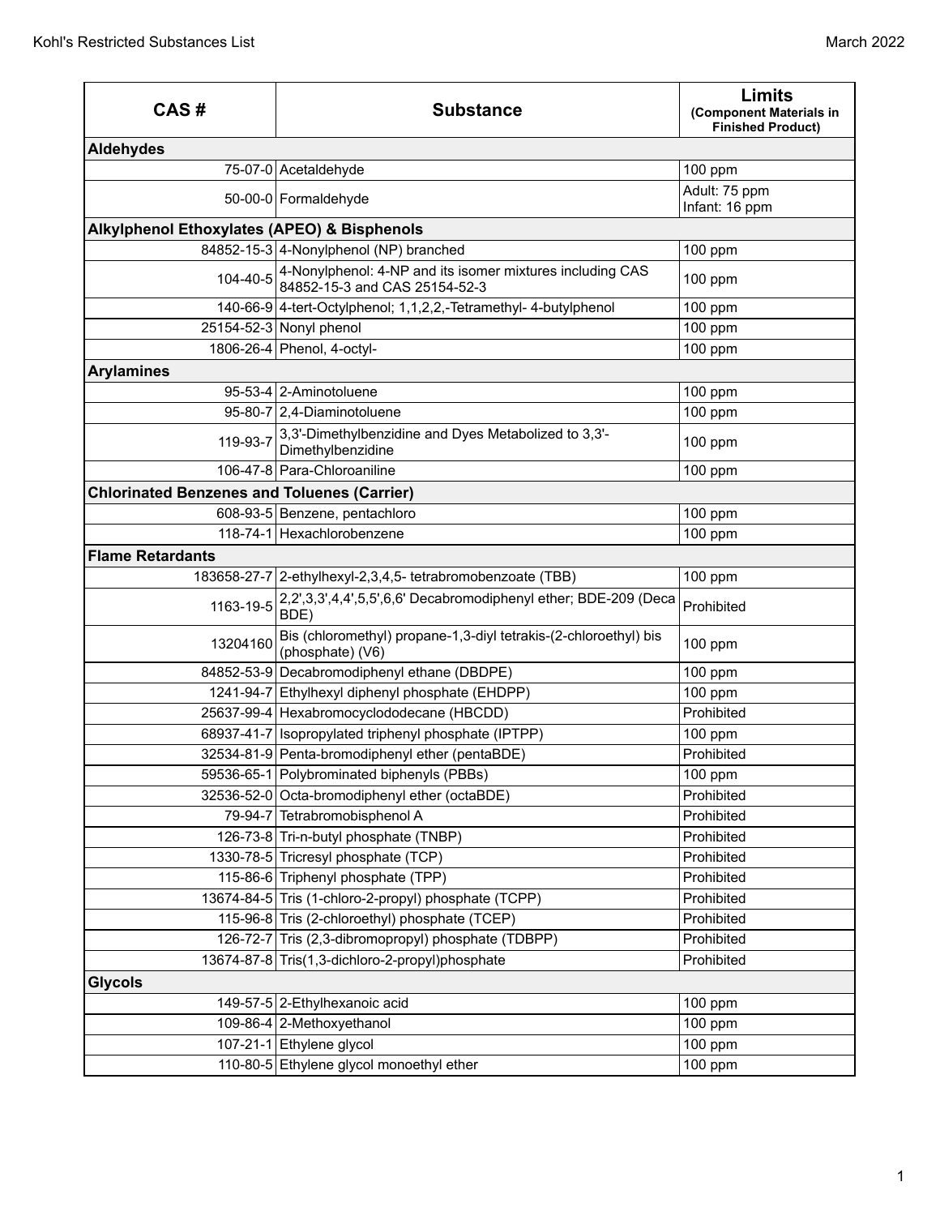| CAS # | Substance | Limits (Component Materials in Finished Product) |
|---|---|---|
| **Aldehydes** | | |
| 75-07-0 | Acetaldehyde | 100 ppm |
| 50-00-0 | Formaldehyde | Adult: 75 ppm<br>Infant: 16 ppm |
| **Alkylphenol Ethoxylates (APEO) & Bisphenols** | | |
| 84852-15-3 | 4-Nonylphenol (NP) branched | 100 ppm |
| 104-40-5 | 4-Nonylphenol: 4-NP and its isomer mixtures including CAS 84852-15-3 and CAS 25154-52-3 | 100 ppm |
| 140-66-9 | 4-tert-Octylphenol; 1,1,2,2,-Tetramethyl- 4-butylphenol | 100 ppm |
| 25154-52-3 | Nonyl phenol | 100 ppm |
| 1806-26-4 | Phenol, 4-octyl- | 100 ppm |
| **Arylamines** | | |
| 95-53-4 | 2-Aminotoluene | 100 ppm |
| 95-80-7 | 2,4-Diaminotoluene | 100 ppm |
| 119-93-7 | 3,3'-Dimethylbenzidine and Dyes Metabolized to 3,3'-Dimethylbenzidine | 100 ppm |
| 106-47-8 | Para-Chloroaniline | 100 ppm |
| **Chlorinated Benzenes and Toluenes (Carrier)** | | |
| 608-93-5 | Benzene, pentachloro | 100 ppm |
| 118-74-1 | Hexachlorobenzene | 100 ppm |
| **Flame Retardants** | | |
| 183658-27-7 | 2-ethylhexyl-2,3,4,5- tetrabromobenzoate (TBB) | 100 ppm |
| 1163-19-5 | 2,2',3,3',4,4',5,5',6,6' Decabromodiphenyl ether; BDE-209 (Deca BDE) | Prohibited |
| 13204160 | Bis (chloromethyl) propane-1,3-diyl tetrakis-(2-chloroethyl) bis (phosphate) (V6) | 100 ppm |
| 84852-53-9 | Decabromodiphenyl ethane (DBDPE) | 100 ppm |
| 1241-94-7 | Ethylhexyl diphenyl phosphate (EHDPP) | 100 ppm |
| 25637-99-4 | Hexabromocyclododecane (HBCDD) | Prohibited |
| 68937-41-7 | Isopropylated triphenyl phosphate (IPTPP) | 100 ppm |
| 32534-81-9 | Penta-bromodiphenyl ether (pentaBDE) | Prohibited |
| 59536-65-1 | Polybrominated biphenyls (PBBs) | 100 ppm |
| 32536-52-0 | Octa-bromodiphenyl ether (octaBDE) | Prohibited |
| 79-94-7 | Tetrabromobisphenol A | Prohibited |
| 126-73-8 | Tri-n-butyl phosphate (TNBP) | Prohibited |
| 1330-78-5 | Tricresyl phosphate (TCP) | Prohibited |
| 115-86-6 | Triphenyl phosphate (TPP) | Prohibited |
| 13674-84-5 | Tris (1-chloro-2-propyl) phosphate (TCPP) | Prohibited |
| 115-96-8 | Tris (2-chloroethyl) phosphate (TCEP) | Prohibited |
| 126-72-7 | Tris (2,3-dibromopropyl) phosphate (TDBPP) | Prohibited |
| 13674-87-8 | Tris(1,3-dichloro-2-propyl)phosphate | Prohibited |
| **Glycols** | | |
| 149-57-5 | 2-Ethylhexanoic acid | 100 ppm |
| 109-86-4 | 2-Methoxyethanol | 100 ppm |
| 107-21-1 | Ethylene glycol | 100 ppm |
| 110-80-5 | Ethylene glycol monoethyl ether | 100 ppm |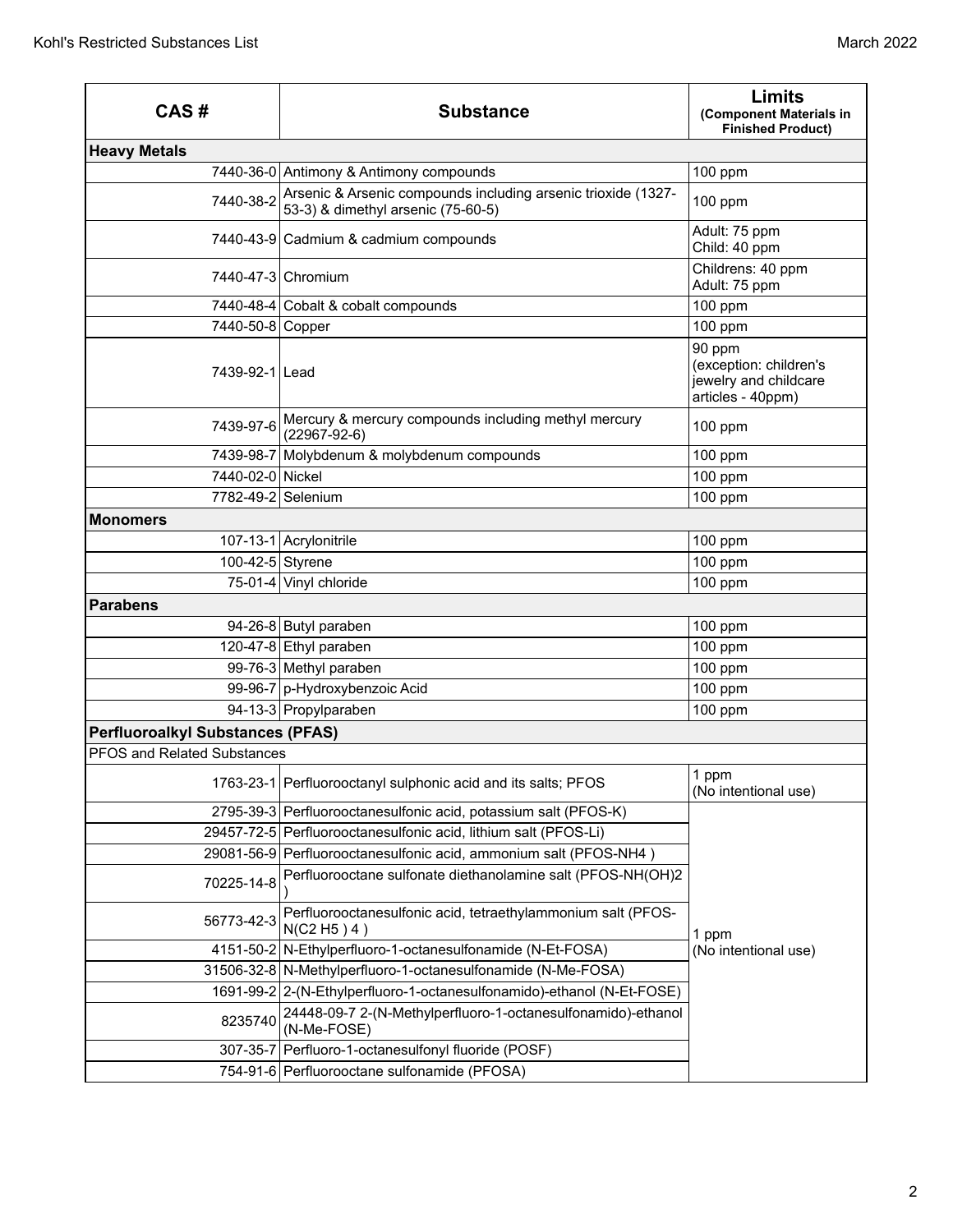| CAS # | Substance | Limits (Component Materials in Finished Product) |
|---|---|---|
| **Heavy Metals** | | |
| 7440-36-0 | Antimony & Antimony compounds | 100 ppm |
| 7440-38-2 | Arsenic & Arsenic compounds including arsenic trioxide (1327-53-3) & dimethyl arsenic (75-60-5) | 100 ppm |
| 7440-43-9 | Cadmium & cadmium compounds | Adult: 75 ppm<br>Child: 40 ppm |
| 7440-47-3 | Chromium | Childrens: 40 ppm<br>Adult: 75 ppm |
| 7440-48-4 | Cobalt & cobalt compounds | 100 ppm |
| 7440-50-8 | Copper | 100 ppm |
| 7439-92-1 | Lead | 90 ppm<br>(exception: children's jewelry and childcare articles - 40ppm) |
| 7439-97-6 | Mercury & mercury compounds including methyl mercury (22967-92-6) | 100 ppm |
| 7439-98-7 | Molybdenum & molybdenum compounds | 100 ppm |
| 7440-02-0 | Nickel | 100 ppm |
| 7782-49-2 | Selenium | 100 ppm |
| **Monomers** | | |
| 107-13-1 | Acrylonitrile | 100 ppm |
| 100-42-5 | Styrene | 100 ppm |
| 75-01-4 | Vinyl chloride | 100 ppm |
| **Parabens** | | |
| 94-26-8 | Butyl paraben | 100 ppm |
| 120-47-8 | Ethyl paraben | 100 ppm |
| 99-76-3 | Methyl paraben | 100 ppm |
| 99-96-7 | p-Hydroxybenzoic Acid | 100 ppm |
| 94-13-3 | Propylparaben | 100 ppm |
| **Perfluoroalkyl Substances (PFAS)** | | |
| PFOS and Related Substances | | |
| 1763-23-1 | Perfluorooctanyl sulphonic acid and its salts; PFOS | 1 ppm<br>(No intentional use) |
| 2795-39-3 | Perfluorooctanesulfonic acid, potassium salt (PFOS-K) | 1 ppm<br>(No intentional use) |
| 29457-72-5 | Perfluorooctanesulfonic acid, lithium salt (PFOS-Li) | |
| 29081-56-9 | Perfluorooctanesulfonic acid, ammonium salt (PFOS-NH4 ) | |
| 70225-14-8 | Perfluorooctane sulfonate diethanolamine salt (PFOS-NH(OH)2 ) | |
| 56773-42-3 | Perfluorooctanesulfonic acid, tetraethylammonium salt (PFOS-N(C2 H5 ) 4 ) | |
| 4151-50-2 | N-Ethylperfluoro-1-octanesulfonamide (N-Et-FOSA) | |
| 31506-32-8 | N-Methylperfluoro-1-octanesulfonamide (N-Me-FOSA) | |
| 1691-99-2 | 2-(N-Ethylperfluoro-1-octanesulfonamido)-ethanol (N-Et-FOSE) | |
| 8235740 | 24448-09-7 2-(N-Methylperfluoro-1-octanesulfonamido)-ethanol (N-Me-FOSE) | |
| 307-35-7 | Perfluoro-1-octanesulfonyl fluoride (POSF) | |
| 754-91-6 | Perfluorooctane sulfonamide (PFOSA) | |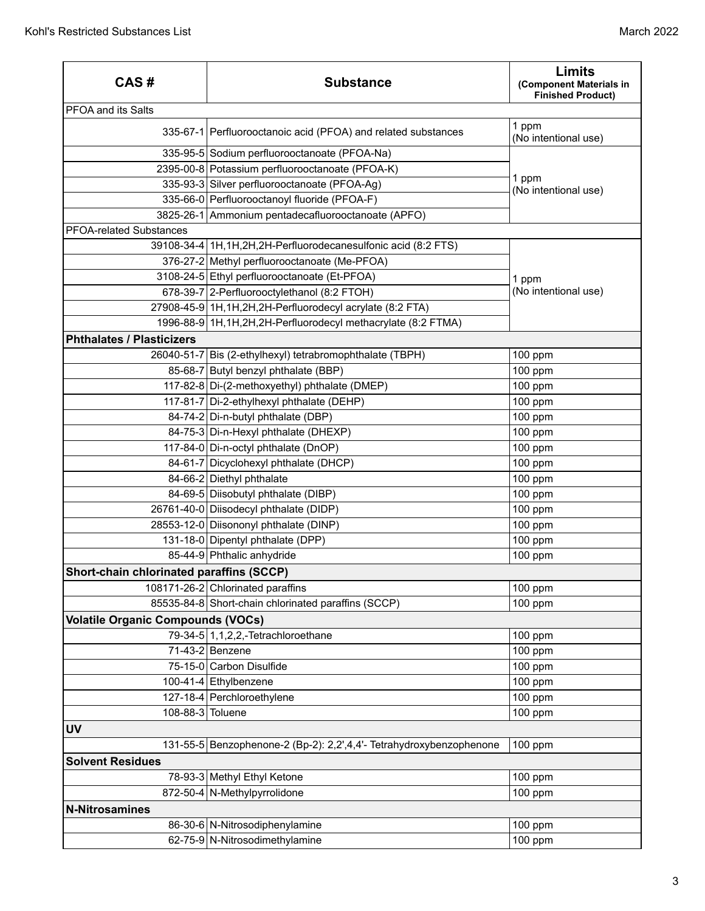| CAS # | Substance | Limits (Component Materials in Finished Product) |
|---|---|---|
| PFOA and its Salts | | |
| 335-67-1 | Perfluorooctanoic acid (PFOA) and related substances | 1 ppm (No intentional use) |
| 335-95-5 | Sodium perfluorooctanoate (PFOA-Na) | 1 ppm (No intentional use) |
| 2395-00-8 | Potassium perfluorooctanoate (PFOA-K) | |
| 335-93-3 | Silver perfluorooctanoate (PFOA-Ag) | |
| 335-66-0 | Perfluorooctanoyl fluoride (PFOA-F) | |
| 3825-26-1 | Ammonium pentadecafluorooctanoate (APFO) | |
| PFOA-related Substances | | |
| 39108-34-4 | 1H,1H,2H,2H-Perfluorodecanesulfonic acid (8:2 FTS) | 1 ppm (No intentional use) |
| 376-27-2 | Methyl perfluorooctanoate (Me-PFOA) | |
| 3108-24-5 | Ethyl perfluorooctanoate (Et-PFOA) | |
| 678-39-7 | 2-Perfluorooctylethanol (8:2 FTOH) | |
| 27908-45-9 | 1H,1H,2H,2H-Perfluorodecyl acrylate (8:2 FTA) | |
| 1996-88-9 | 1H,1H,2H,2H-Perfluorodecyl methacrylate (8:2 FTMA) | |
| **Phthalates / Plasticizers** | | |
| 26040-51-7 | Bis (2-ethylhexyl) tetrabromophthalate (TBPH) | 100 ppm |
| 85-68-7 | Butyl benzyl phthalate (BBP) | 100 ppm |
| 117-82-8 | Di-(2-methoxyethyl) phthalate (DMEP) | 100 ppm |
| 117-81-7 | Di-2-ethylhexyl phthalate (DEHP) | 100 ppm |
| 84-74-2 | Di-n-butyl phthalate (DBP) | 100 ppm |
| 84-75-3 | Di-n-Hexyl phthalate (DHEXP) | 100 ppm |
| 117-84-0 | Di-n-octyl phthalate (DnOP) | 100 ppm |
| 84-61-7 | Dicyclohexyl phthalate (DHCP) | 100 ppm |
| 84-66-2 | Diethyl phthalate | 100 ppm |
| 84-69-5 | Diisobutyl phthalate (DIBP) | 100 ppm |
| 26761-40-0 | Diisodecyl phthalate (DIDP) | 100 ppm |
| 28553-12-0 | Diisononyl phthalate (DINP) | 100 ppm |
| 131-18-0 | Dipentyl phthalate (DPP) | 100 ppm |
| 85-44-9 | Phthalic anhydride | 100 ppm |
| **Short-chain chlorinated paraffins (SCCP)** | | |
| 108171-26-2 | Chlorinated paraffins | 100 ppm |
| 85535-84-8 | Short-chain chlorinated paraffins (SCCP) | 100 ppm |
| **Volatile Organic Compounds (VOCs)** | | |
| 79-34-5 | 1,1,2,2,-Tetrachloroethane | 100 ppm |
| 71-43-2 | Benzene | 100 ppm |
| 75-15-0 | Carbon Disulfide | 100 ppm |
| 100-41-4 | Ethylbenzene | 100 ppm |
| 127-18-4 | Perchloroethylene | 100 ppm |
| 108-88-3 | Toluene | 100 ppm |
| **UV** | | |
| 131-55-5 | Benzophenone-2 (Bp-2): 2,2',4,4'- Tetrahydroxybenzophenone | 100 ppm |
| **Solvent Residues** | | |
| 78-93-3 | Methyl Ethyl Ketone | 100 ppm |
| 872-50-4 | N-Methylpyrrolidone | 100 ppm |
| **N-Nitrosamines** | | |
| 86-30-6 | N-Nitrosodiphenylamine | 100 ppm |
| 62-75-9 | N-Nitrosodimethylamine | 100 ppm |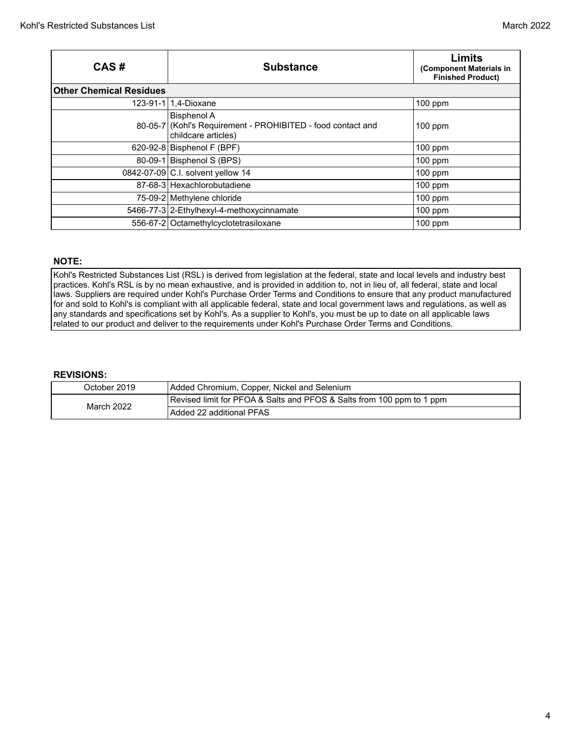| CAS # | Substance | Limits (Component Materials in Finished Product) |
|---|---|---|
| **Other Chemical Residues** | | |
| 123-91-1 | 1,4-Dioxane | 100 ppm |
| 80-05-7 | Bisphenol A (Kohl's Requirement - PROHIBITED - food contact and childcare articles) | 100 ppm |
| 620-92-8 | Bisphenol F (BPF) | 100 ppm |
| 80-09-1 | Bisphenol S (BPS) | 100 ppm |
| 0842-07-09 | C.I. solvent yellow 14 | 100 ppm |
| 87-68-3 | Hexachlorobutadiene | 100 ppm |
| 75-09-2 | Methylene chloride | 100 ppm |
| 5466-77-3 | 2-Ethylhexyl-4-methoxycinnamate | 100 ppm |
| 556-67-2 | Octamethylcyclotetrasiloxane | 100 ppm |

**NOTE:**

Kohl's Restricted Substances List (RSL) is derived from legislation at the federal, state and local levels and industry best practices. Kohl's RSL is by no mean exhaustive, and is provided in addition to, not in lieu of, all federal, state and local laws. Suppliers are required under Kohl's Purchase Order Terms and Conditions to ensure that any product manufactured for and sold to Kohl's is compliant with all applicable federal, state and local government laws and regulations, as well as any standards and specifications set by Kohl's. As a supplier to Kohl's, you must be up to date on all applicable laws related to our product and deliver to the requirements under Kohl's Purchase Order Terms and Conditions.

**REVISIONS:**

| | |
|---|---|
| October 2019 | Added Chromium, Copper, Nickel and Selenium |
| March 2022 | Revised limit for PFOA & Salts and PFOS & Salts from 100 ppm to 1 ppm |
| | Added 22 additional PFAS |